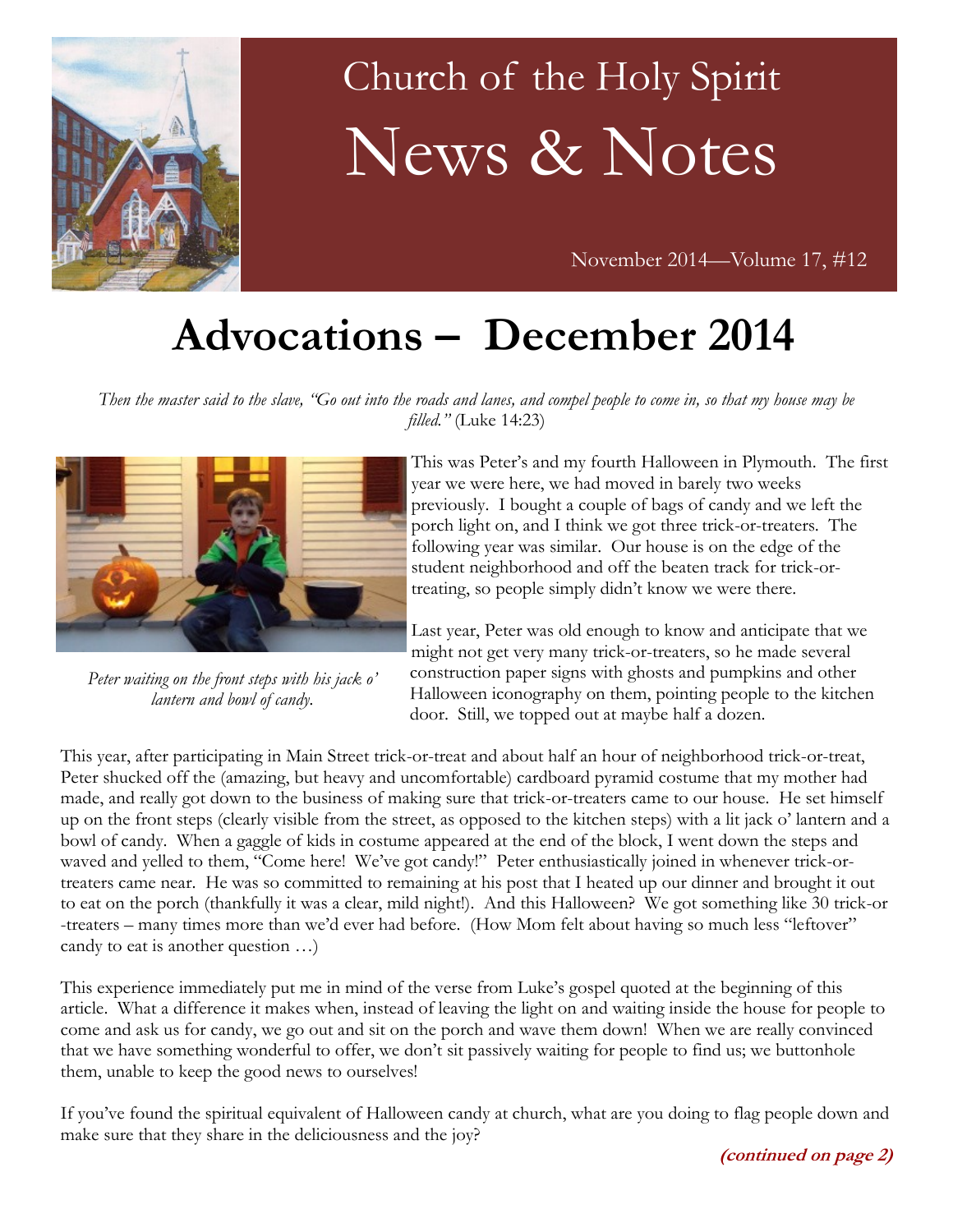Church of the Holy Spirit

# News & Notes

November 2014—Volume 17, #12

# Advocations – December 2014

*Then the master said to the slave, "Go out into the roads and lanes, and compel people to come in, so that my house may be filled."* (Luke 14:23)

*Peter waiting on the front steps with his jack o' lantern and bowl of candy.*

This was Peter's and my fourth Halloween in Plymouth. The first year we were here, we had moved in barely two weeks previously. I bought a couple of bags of candy and we left the porch light on, and I think we got three trick-or-treaters. The following year was similar. Our house is on the edge of the student neighborhood and off the beaten track for trick-or-treating, so people simply didn't know we were there.

Last year, Peter was old enough to know and anticipate that we might not get very many trick-or-treaters, so he made several construction paper signs with ghosts and pumpkins and other Halloween iconography on them, pointing people to the kitchen door. Still, we topped out at maybe half a dozen.

This year, after participating in Main Street trick-or-treat and about half an hour of neighborhood trick-or-treat, Peter shucked off the (amazing, but heavy and uncomfortable) cardboard pyramid costume that my mother had made, and really got down to the business of making sure that trick-or-treaters came to our house. He set himself up on the front steps (clearly visible from the street, as opposed to the kitchen steps) with a lit jack o' lantern and a bowl of candy. When a gaggle of kids in costume appeared at the end of the block, I went down the steps and waved and yelled to them, "Come here! We've got candy!" Peter enthusiastically joined in whenever trick-or-treaters came near. He was so committed to remaining at his post that I heated up our dinner and brought it out to eat on the porch (thankfully it was a clear, mild night!). And this Halloween? We got something like 30 trick-or-treaters – many times more than we'd ever had before. (How Mom felt about having so much less "leftover" candy to eat is another question …)

This experience immediately put me in mind of the verse from Luke's gospel quoted at the beginning of this article. What a difference it makes when, instead of leaving the light on and waiting inside the house for people to come and ask us for candy, we go out and sit on the porch and wave them down! When we are really convinced that we have something wonderful to offer, we don't sit passively waiting for people to find us; we buttonhole them, unable to keep the good news to ourselves!

If you've found the spiritual equivalent of Halloween candy at church, what are you doing to flag people down and make sure that they share in the deliciousness and the joy?

***(continued on page 2)***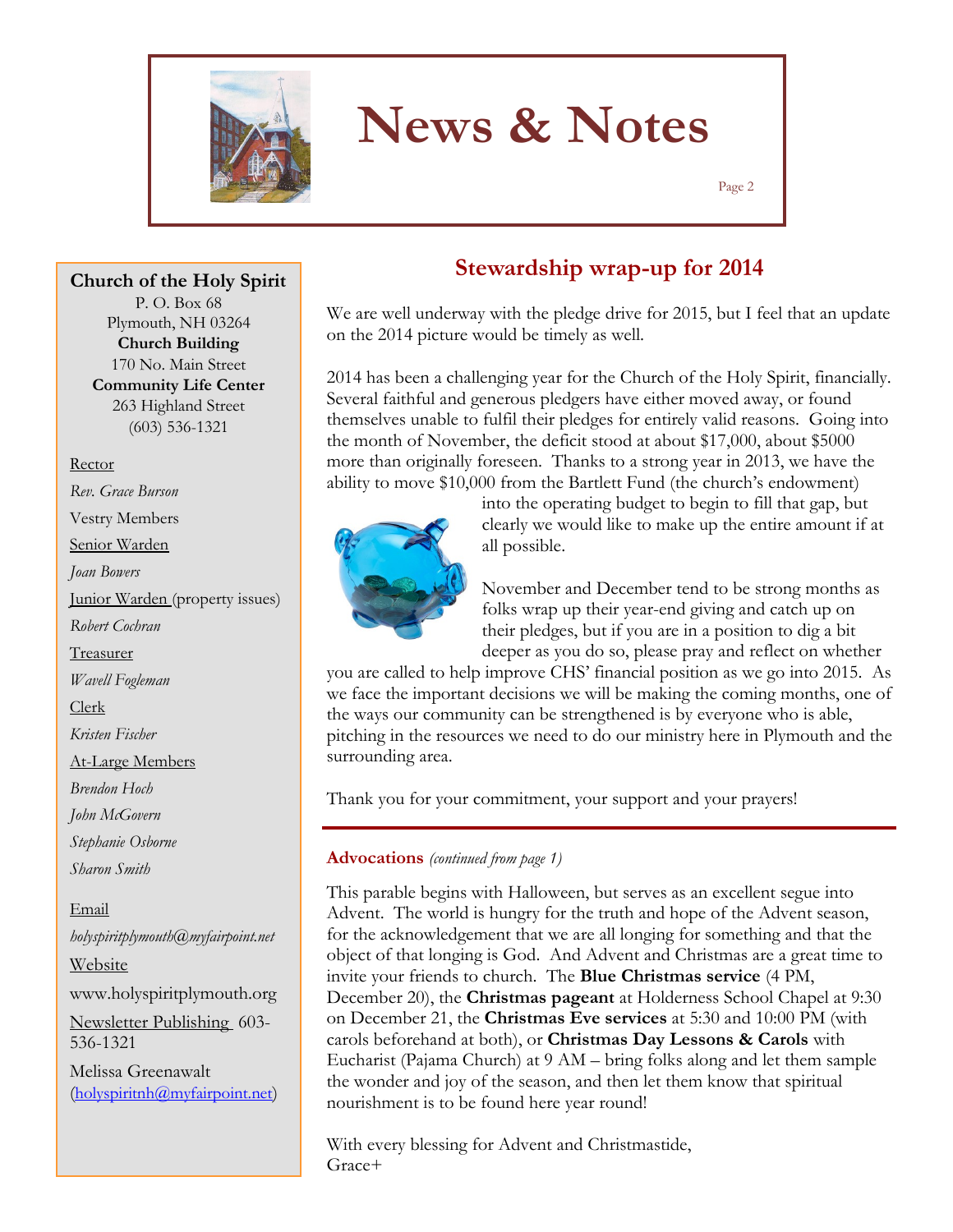# News & Notes

**Church of the Holy Spirit**
P. O. Box 68
Plymouth, NH 03264
**Church Building**
170 No. Main Street
**Community Life Center**
263 Highland Street
(603) 536-1321

Rector
*Rev. Grace Burson*

Vestry Members

Senior Warden
*Joan Bowers*

Junior Warden (property issues)
*Robert Cochran*

Treasurer
*Wavell Fogleman*

Clerk
*Kristen Fischer*

At-Large Members
*Brendon Hoch*
*John McGovern*
*Stephanie Osborne*
*Sharon Smith*

Email
*holyspiritplymouth@myfairpoint.net*

Website
www.holyspiritplymouth.org

Newsletter Publishing 603-536-1321
Melissa Greenawalt (holyspiritnh@myfairpoint.net)

## Stewardship wrap-up for 2014

We are well underway with the pledge drive for 2015, but I feel that an update on the 2014 picture would be timely as well.

2014 has been a challenging year for the Church of the Holy Spirit, financially. Several faithful and generous pledgers have either moved away, or found themselves unable to fulfil their pledges for entirely valid reasons. Going into the month of November, the deficit stood at about $17,000, about $5000 more than originally foreseen. Thanks to a strong year in 2013, we have the ability to move $10,000 from the Bartlett Fund (the church's endowment) into the operating budget to begin to fill that gap, but clearly we would like to make up the entire amount if at all possible.

November and December tend to be strong months as folks wrap up their year-end giving and catch up on their pledges, but if you are in a position to dig a bit deeper as you do so, please pray and reflect on whether you are called to help improve CHS' financial position as we go into 2015. As we face the important decisions we will be making the coming months, one of the ways our community can be strengthened is by everyone who is able, pitching in the resources we need to do our ministry here in Plymouth and the surrounding area.

Thank you for your commitment, your support and your prayers!

---

**Advocations** *(continued from page 1)*

This parable begins with Halloween, but serves as an excellent segue into Advent. The world is hungry for the truth and hope of the Advent season, for the acknowledgement that we are all longing for something and that the object of that longing is God. And Advent and Christmas are a great time to invite your friends to church. The **Blue Christmas service** (4 PM, December 20), the **Christmas pageant** at Holderness School Chapel at 9:30 on December 21, the **Christmas Eve services** at 5:30 and 10:00 PM (with carols beforehand at both), or **Christmas Day Lessons & Carols** with Eucharist (Pajama Church) at 9 AM – bring folks along and let them sample the wonder and joy of the season, and then let them know that spiritual nourishment is to be found here year round!

With every blessing for Advent and Christmastide,
Grace+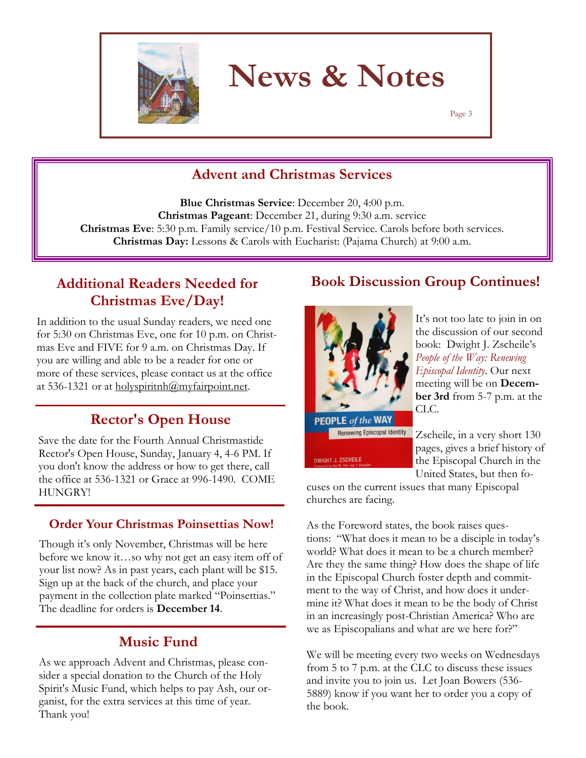# News & Notes

## Advent and Christmas Services

**Blue Christmas Service**: December 20, 4:00 p.m.
**Christmas Pageant**: December 21, during 9:30 a.m. service
**Christmas Eve**: 5:30 p.m. Family service/10 p.m. Festival Service. Carols before both services.
**Christmas Day:** Lessons & Carols with Eucharist: (Pajama Church) at 9:00 a.m.

## Additional Readers Needed for Christmas Eve/Day!

In addition to the usual Sunday readers, we need one for 5:30 on Christmas Eve, one for 10 p.m. on Christmas Eve and FIVE for 9 a.m. on Christmas Day. If you are willing and able to be a reader for one or more of these services, please contact us at the office at 536-1321 or at holyspiritnh@myfairpoint.net.

## Rector's Open House

Save the date for the Fourth Annual Christmastide Rector's Open House, Sunday, January 4, 4-6 PM. If you don't know the address or how to get there, call the office at 536-1321 or Grace at 996-1490. COME HUNGRY!

### Order Your Christmas Poinsettias Now!

Though it's only November, Christmas will be here before we know it…so why not get an easy item off of your list now? As in past years, each plant will be $15. Sign up at the back of the church, and place your payment in the collection plate marked "Poinsettias." The deadline for orders is **December 14**.

## Music Fund

As we approach Advent and Christmas, please consider a special donation to the Church of the Holy Spirit's Music Fund, which helps to pay Ash, our organist, for the extra services at this time of year. Thank you!

## Book Discussion Group Continues!

It's not too late to join in on the discussion of our second book: Dwight J. Zscheile's *People of the Way: Renewing Episcopal Identity*. Our next meeting will be on **December 3rd** from 5-7 p.m. at the CLC.

Zscheile, in a very short 130 pages, gives a brief history of the Episcopal Church in the United States, but then focuses on the current issues that many Episcopal churches are facing.

As the Foreword states, the book raises questions: "What does it mean to be a disciple in today's world? What does it mean to be a church member? Are they the same thing? How does the shape of life in the Episcopal Church foster depth and commitment to the way of Christ, and how does it undermine it? What does it mean to be the body of Christ in an increasingly post-Christian America? Who are we as Episcopalians and what are we here for?"

We will be meeting every two weeks on Wednesdays from 5 to 7 p.m. at the CLC to discuss these issues and invite you to join us. Let Joan Bowers (536-5889) know if you want her to order you a copy of the book.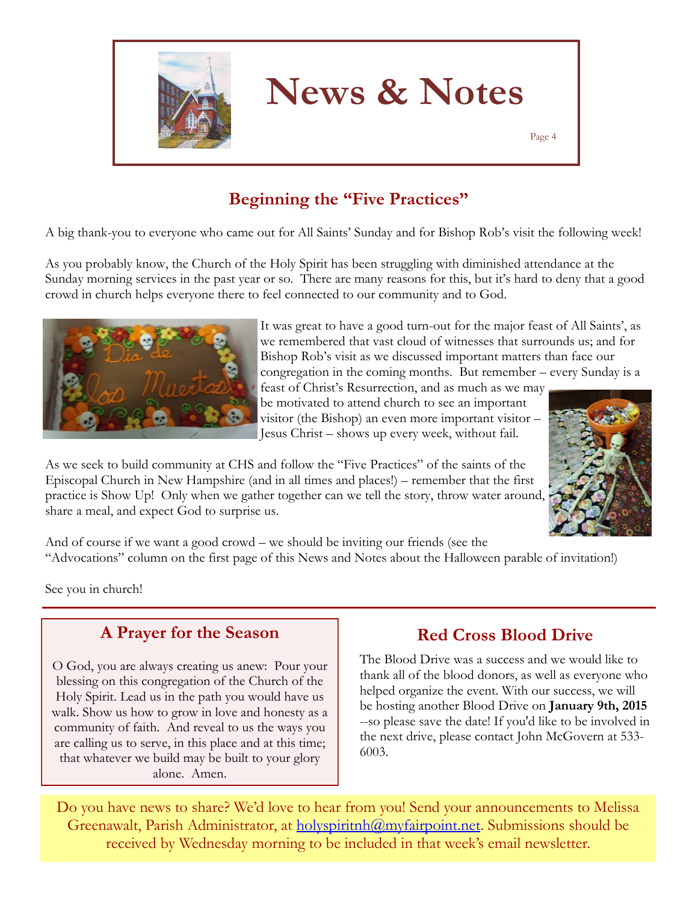# News & Notes

## Beginning the "Five Practices"

A big thank-you to everyone who came out for All Saints' Sunday and for Bishop Rob's visit the following week!

As you probably know, the Church of the Holy Spirit has been struggling with diminished attendance at the Sunday morning services in the past year or so. There are many reasons for this, but it's hard to deny that a good crowd in church helps everyone there to feel connected to our community and to God.

It was great to have a good turn-out for the major feast of All Saints', as we remembered that vast cloud of witnesses that surrounds us; and for Bishop Rob's visit as we discussed important matters than face our congregation in the coming months. But remember – every Sunday is a feast of Christ's Resurrection, and as much as we may be motivated to attend church to see an important visitor (the Bishop) an even more important visitor – Jesus Christ – shows up every week, without fail.

As we seek to build community at CHS and follow the "Five Practices" of the saints of the Episcopal Church in New Hampshire (and in all times and places!) – remember that the first practice is Show Up! Only when we gather together can we tell the story, throw water around, share a meal, and expect God to surprise us.

And of course if we want a good crowd – we should be inviting our friends (see the "Advocations" column on the first page of this News and Notes about the Halloween parable of invitation!)

See you in church!

## A Prayer for the Season

O God, you are always creating us anew: Pour your blessing on this congregation of the Church of the Holy Spirit. Lead us in the path you would have us walk. Show us how to grow in love and honesty as a community of faith. And reveal to us the ways you are calling us to serve, in this place and at this time; that whatever we build may be built to your glory alone. Amen.

## Red Cross Blood Drive

The Blood Drive was a success and we would like to thank all of the blood donors, as well as everyone who helped organize the event. With our success, we will be hosting another Blood Drive on **January 9th, 2015** --so please save the date! If you'd like to be involved in the next drive, please contact John McGovern at 533-6003.

Do you have news to share? We'd love to hear from you! Send your announcements to Melissa Greenawalt, Parish Administrator, at holyspiritnh@myfairpoint.net. Submissions should be received by Wednesday morning to be included in that week's email newsletter.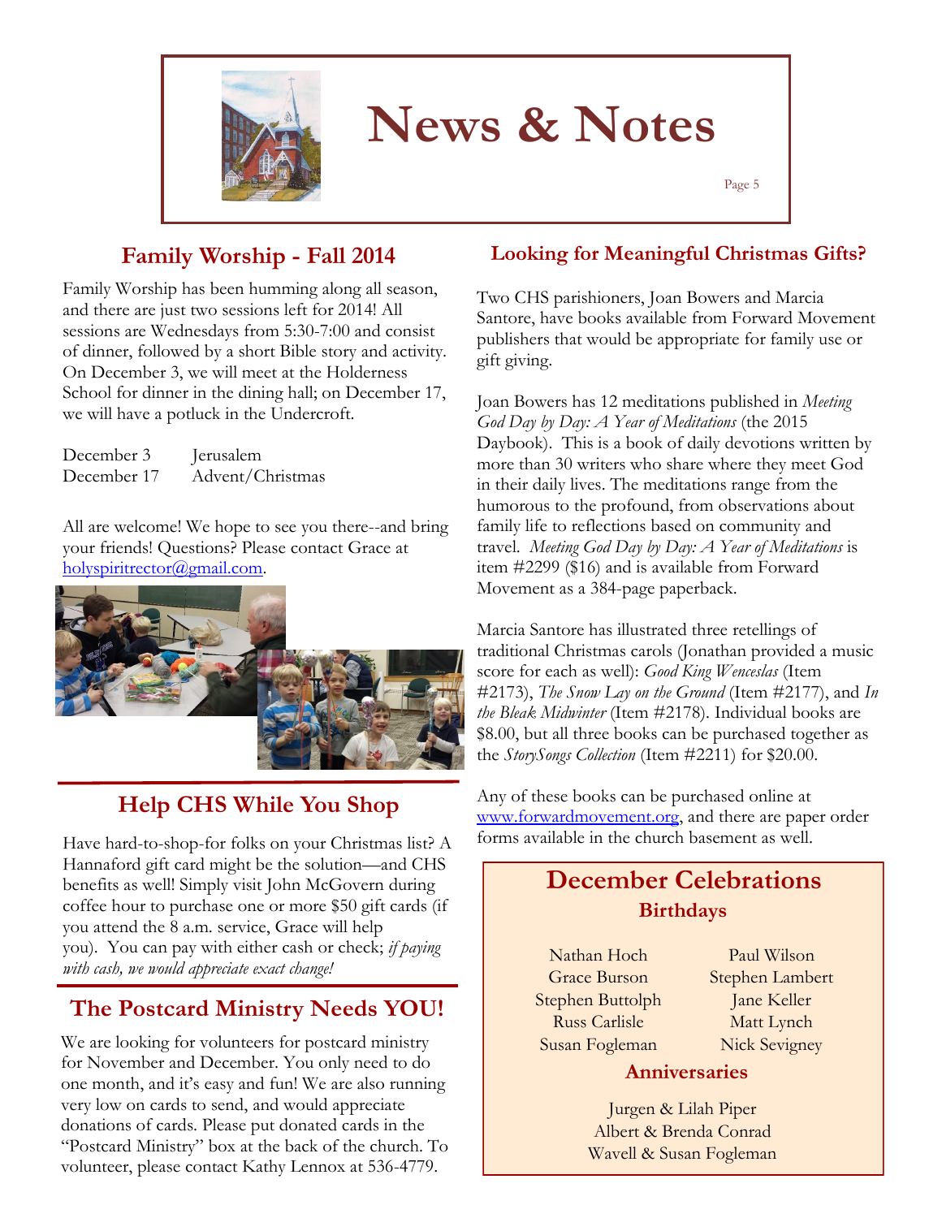# News & Notes

## Family Worship - Fall 2014

Family Worship has been humming along all season, and there are just two sessions left for 2014! All sessions are Wednesdays from 5:30-7:00 and consist of dinner, followed by a short Bible story and activity. On December 3, we will meet at the Holderness School for dinner in the dining hall; on December 17, we will have a potluck in the Undercroft.

| | |
|---|---|
| December 3 | Jerusalem |
| December 17 | Advent/Christmas |

All are welcome! We hope to see you there--and bring your friends! Questions? Please contact Grace at holyspiritrector@gmail.com.

## Help CHS While You Shop

Have hard-to-shop-for folks on your Christmas list? A Hannaford gift card might be the solution—and CHS benefits as well! Simply visit John McGovern during coffee hour to purchase one or more $50 gift cards (if you attend the 8 a.m. service, Grace will help you). You can pay with either cash or check; *if paying with cash, we would appreciate exact change!*

## The Postcard Ministry Needs YOU!

We are looking for volunteers for postcard ministry for November and December. You only need to do one month, and it's easy and fun! We are also running very low on cards to send, and would appreciate donations of cards. Please put donated cards in the "Postcard Ministry" box at the back of the church. To volunteer, please contact Kathy Lennox at 536-4779.

## Looking for Meaningful Christmas Gifts?

Two CHS parishioners, Joan Bowers and Marcia Santore, have books available from Forward Movement publishers that would be appropriate for family use or gift giving.

Joan Bowers has 12 meditations published in *Meeting God Day by Day: A Year of Meditations* (the 2015 Daybook). This is a book of daily devotions written by more than 30 writers who share where they meet God in their daily lives. The meditations range from the humorous to the profound, from observations about family life to reflections based on community and travel. *Meeting God Day by Day: A Year of Meditations* is item #2299 ($16) and is available from Forward Movement as a 384-page paperback.

Marcia Santore has illustrated three retellings of traditional Christmas carols (Jonathan provided a music score for each as well): *Good King Wenceslas* (Item #2173), *The Snow Lay on the Ground* (Item #2177), and *In the Bleak Midwinter* (Item #2178). Individual books are $8.00, but all three books can be purchased together as the *StorySongs Collection* (Item #2211) for $20.00.

Any of these books can be purchased online at www.forwardmovement.org, and there are paper order forms available in the church basement as well.

## December Celebrations

### Birthdays

Nathan Hoch
Grace Burson
Stephen Buttolph
Russ Carlisle
Susan Fogleman
Paul Wilson
Stephen Lambert
Jane Keller
Matt Lynch
Nick Sevigney

### Anniversaries

Jurgen & Lilah Piper
Albert & Brenda Conrad
Wavell & Susan Fogleman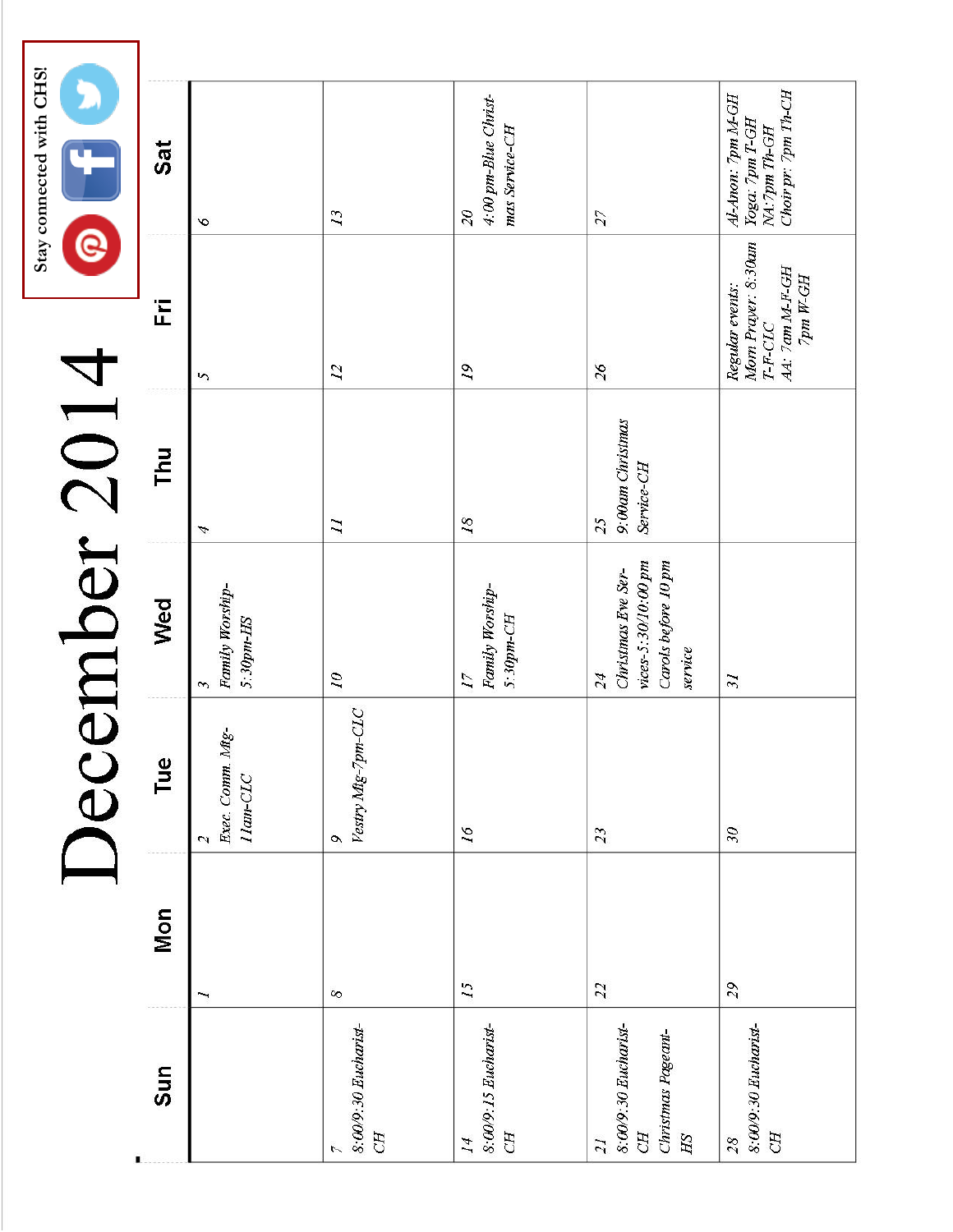# December 2014

Stay connected with CHS!

| Sun | Mon | Tue | Wed | Thu | Fri | Sat |
|---|---|---|---|---|---|---|
| | 1 | 2 Exec. Comm. Mtg-11am-CLC | 3 Family Worship-5:30pm-HS | 4 | 5 | 6 |
| 7 8:00/9:30 Eucharist-CH | 8 | 9 Vestry Mtg-7pm-CLC | 10 | 11 | 12 | 13 |
| 14 8:00/9:15 Eucharist-CH | 15 | 16 | 17 Family Worship-5:30pm-CH | 18 | 19 | 20 4:00 pm-Blue Christmas Service-CH |
| 21 8:00/9:30 Eucharist-CH Christmas Pageant-HS | 22 | 23 | 24 Christmas Eve Services-5:30/10:00 pm Carols before 10 pm service | 25 9:00am Christmas Service-CH | 26 | 27 |
| 28 8:00/9:30 Eucharist-CH | 29 | 30 | 31 | | Regular events: Morn Prayer: 8:30am T-F-CLC AA: 7am M-F-GH 7pm W-GH | Al-Anon: 7pm M-GH Yoga: 7pm T-GH NA:7pm Th-GH Choir pr: 7pm Th-CH |